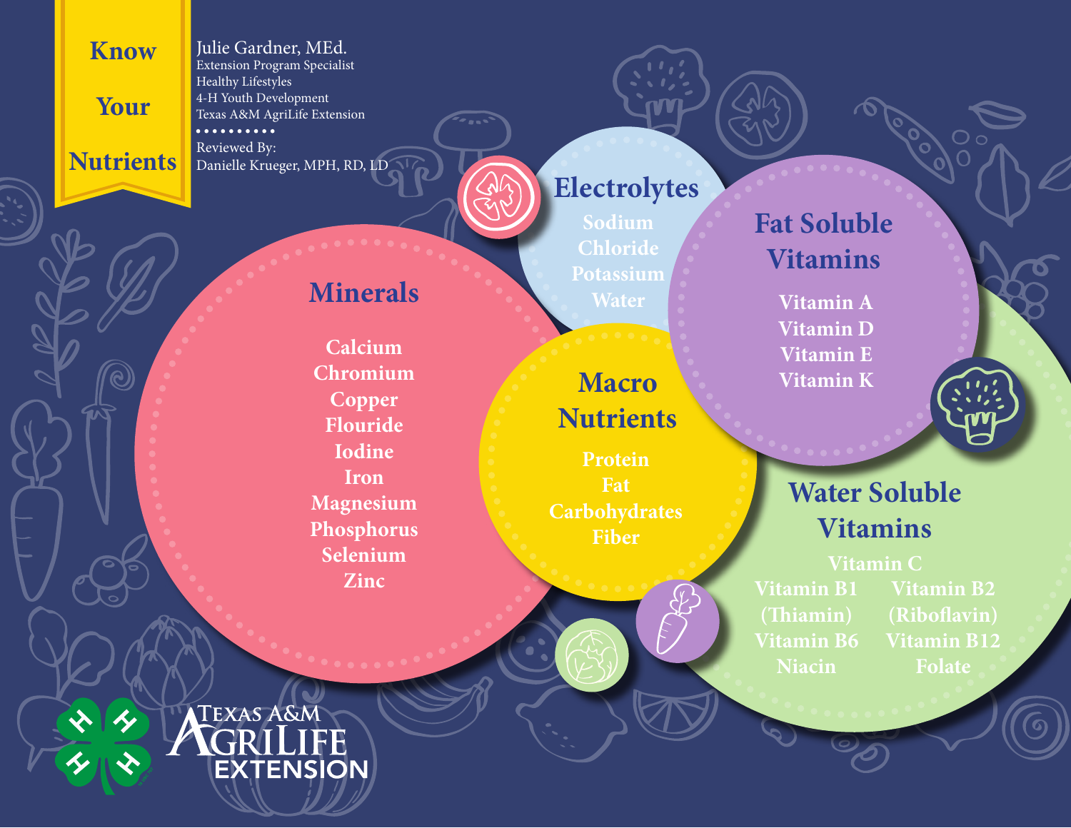# Know Your Nutrients

Julie Gardner, MEd.
Extension Program Specialist
Healthy Lifestyles
4-H Youth Development
Texas A&M AgriLife Extension

Reviewed By:
Danielle Krueger, MPH, RD, LD

## Minerals

- Calcium
- Chromium
- Copper
- Flouride
- Iodine
- Iron
- Magnesium
- Phosphorus
- Selenium
- Zinc

## Electrolytes

- Sodium
- Chloride
- Potassium
- Water

## Macro Nutrients

- Protein
- Fat
- Carbohydrates
- Fiber

## Fat Soluble Vitamins

- Vitamin A
- Vitamin D
- Vitamin E
- Vitamin K

## Water Soluble Vitamins

- Vitamin C
- Vitamin B1 (Thiamin)
- Vitamin B2 (Riboflavin)
- Vitamin B6
- Vitamin B12
- Niacin
- Folate

Texas A&M AgriLife Extension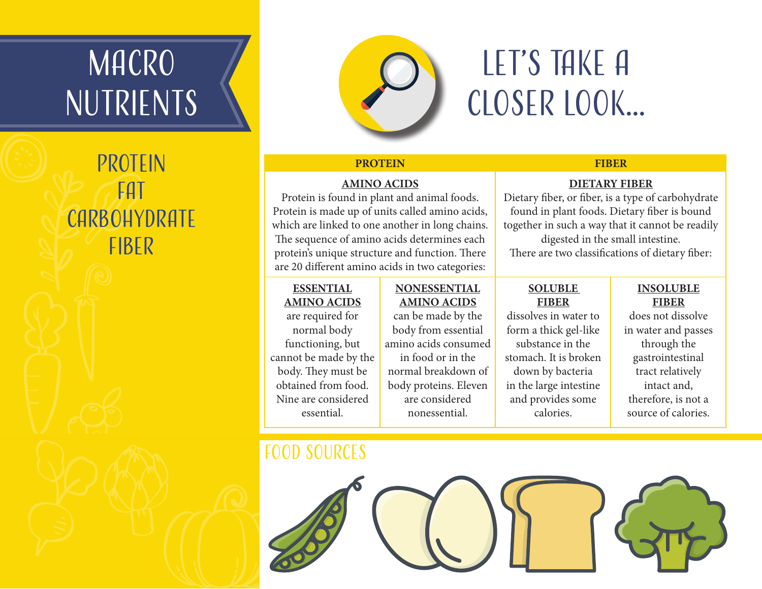# MACRO NUTRIENTS

PROTEIN
FAT
CARBOHYDRATE
FIBER

# LET'S TAKE A CLOSER LOOK...

| PROTEIN | | FIBER | |
|---|---|---|---|
| **AMINO ACIDS** Protein is found in plant and animal foods. Protein is made up of units called amino acids, which are linked to one another in long chains. The sequence of amino acids determines each protein's unique structure and function. There are 20 different amino acids in two categories: | | **DIETARY FIBER** Dietary fiber, or fiber, is a type of carbohydrate found in plant foods. Dietary fiber is bound together in such a way that it cannot be readily digested in the small intestine. There are two classifications of dietary fiber: | |
| **ESSENTIAL AMINO ACIDS** are required for normal body functioning, but cannot be made by the body. They must be obtained from food. Nine are considered essential. | **NONESSENTIAL AMINO ACIDS** can be made by the body from essential amino acids consumed in food or in the normal breakdown of body proteins. Eleven are considered nonessential. | **SOLUBLE FIBER** dissolves in water to form a thick gel-like substance in the stomach. It is broken down by bacteria in the large intestine and provides some calories. | **INSOLUBLE FIBER** does not dissolve in water and passes through the gastrointestinal tract relatively intact and, therefore, is not a source of calories. |

## FOOD SOURCES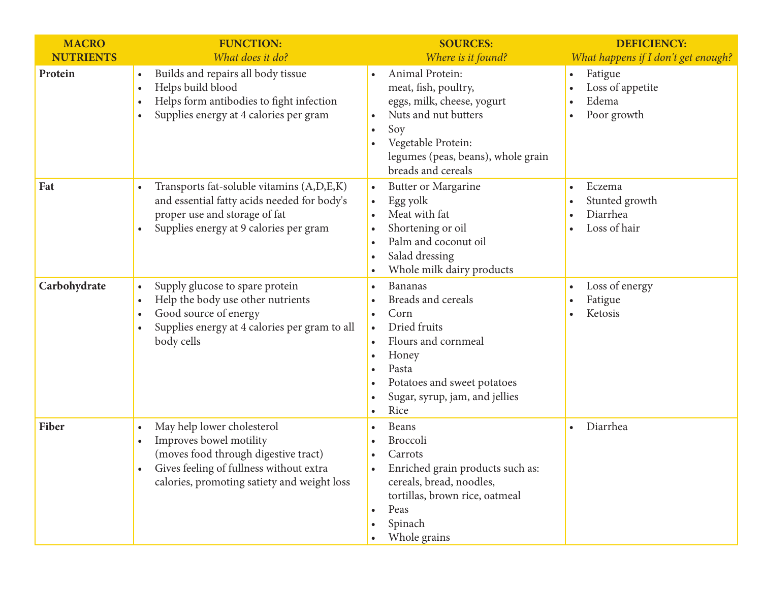| MACRO NUTRIENTS | FUNCTION: *What does it do?* | SOURCES: *Where is it found?* | DEFICIENCY: *What happens if I don't get enough?* |
|---|---|---|---|
| **Protein** | • Builds and repairs all body tissue<br>• Helps build blood<br>• Helps form antibodies to fight infection<br>• Supplies energy at 4 calories per gram | • Animal Protein: meat, fish, poultry, eggs, milk, cheese, yogurt<br>• Nuts and nut butters<br>• Soy<br>• Vegetable Protein: legumes (peas, beans), whole grain breads and cereals | • Fatigue<br>• Loss of appetite<br>• Edema<br>• Poor growth |
| **Fat** | • Transports fat-soluble vitamins (A,D,E,K) and essential fatty acids needed for body's proper use and storage of fat<br>• Supplies energy at 9 calories per gram | • Butter or Margarine<br>• Egg yolk<br>• Meat with fat<br>• Shortening or oil<br>• Palm and coconut oil<br>• Salad dressing<br>• Whole milk dairy products | • Eczema<br>• Stunted growth<br>• Diarrhea<br>• Loss of hair |
| **Carbohydrate** | • Supply glucose to spare protein<br>• Help the body use other nutrients<br>• Good source of energy<br>• Supplies energy at 4 calories per gram to all body cells | • Bananas<br>• Breads and cereals<br>• Corn<br>• Dried fruits<br>• Flours and cornmeal<br>• Honey<br>• Pasta<br>• Potatoes and sweet potatoes<br>• Sugar, syrup, jam, and jellies<br>• Rice | • Loss of energy<br>• Fatigue<br>• Ketosis |
| **Fiber** | • May help lower cholesterol<br>• Improves bowel motility (moves food through digestive tract)<br>• Gives feeling of fullness without extra calories, promoting satiety and weight loss | • Beans<br>• Broccoli<br>• Carrots<br>• Enriched grain products such as: cereals, bread, noodles, tortillas, brown rice, oatmeal<br>• Peas<br>• Spinach<br>• Whole grains | • Diarrhea |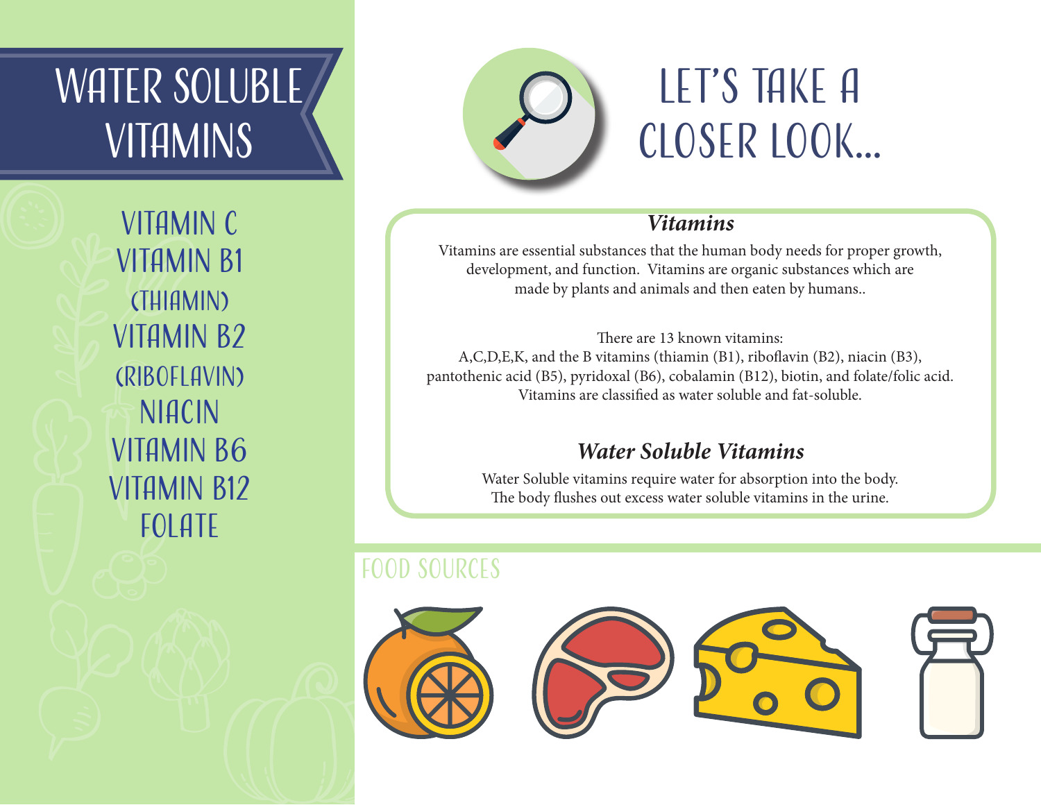# WATER SOLUBLE VITAMINS

VITAMIN C
VITAMIN B1
(THIAMIN)
VITAMIN B2
(RIBOFLAVIN)
NIACIN
VITAMIN B6
VITAMIN B12
FOLATE

# LET'S TAKE A CLOSER LOOK...

### *Vitamins*

Vitamins are essential substances that the human body needs for proper growth, development, and function. Vitamins are organic substances which are made by plants and animals and then eaten by humans..

There are 13 known vitamins:
A,C,D,E,K, and the B vitamins (thiamin (B1), riboflavin (B2), niacin (B3), pantothenic acid (B5), pyridoxal (B6), cobalamin (B12), biotin, and folate/folic acid. Vitamins are classified as water soluble and fat-soluble.

### *Water Soluble Vitamins*

Water Soluble vitamins require water for absorption into the body.
The body flushes out excess water soluble vitamins in the urine.

## FOOD SOURCES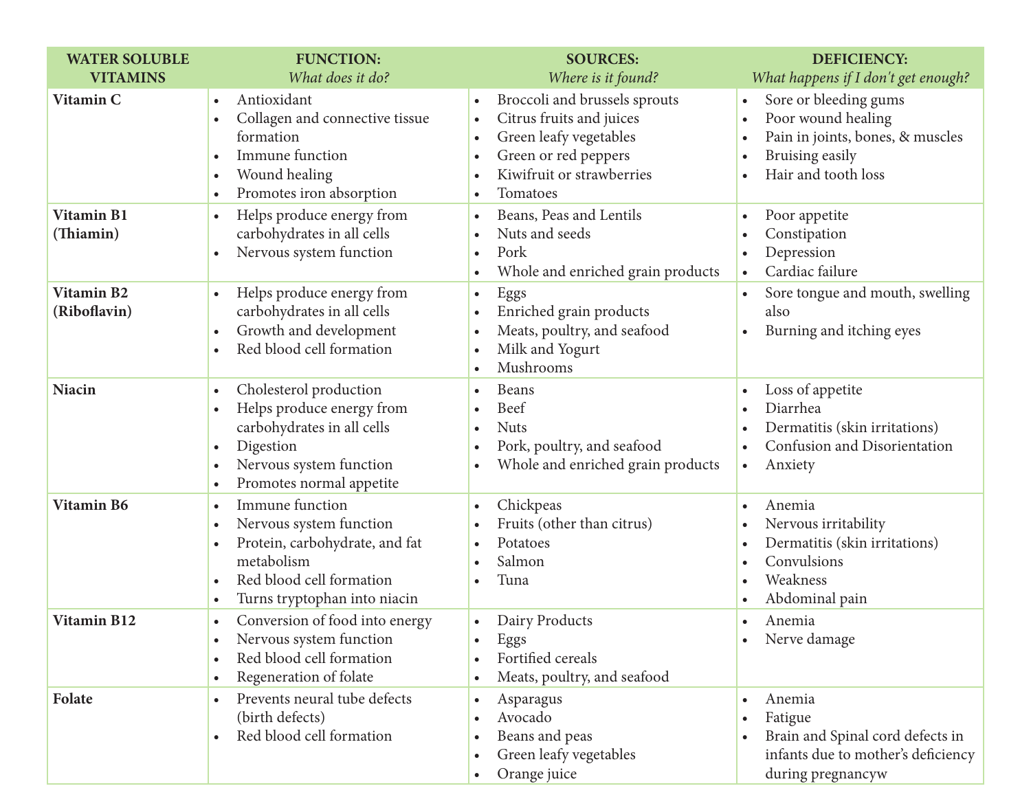| **WATER SOLUBLE VITAMINS** | **FUNCTION:** *What does it do?* | **SOURCES:** *Where is it found?* | **DEFICIENCY:** *What happens if I don't get enough?* |
|---|---|---|---|
| **Vitamin C** | • Antioxidant<br>• Collagen and connective tissue formation<br>• Immune function<br>• Wound healing<br>• Promotes iron absorption | • Broccoli and brussels sprouts<br>• Citrus fruits and juices<br>• Green leafy vegetables<br>• Green or red peppers<br>• Kiwifruit or strawberries<br>• Tomatoes | • Sore or bleeding gums<br>• Poor wound healing<br>• Pain in joints, bones, & muscles<br>• Bruising easily<br>• Hair and tooth loss |
| **Vitamin B1 (Thiamin)** | • Helps produce energy from carbohydrates in all cells<br>• Nervous system function | • Beans, Peas and Lentils<br>• Nuts and seeds<br>• Pork<br>• Whole and enriched grain products | • Poor appetite<br>• Constipation<br>• Depression<br>• Cardiac failure |
| **Vitamin B2 (Riboflavin)** | • Helps produce energy from carbohydrates in all cells<br>• Growth and development<br>• Red blood cell formation | • Eggs<br>• Enriched grain products<br>• Meats, poultry, and seafood<br>• Milk and Yogurt<br>• Mushrooms | • Sore tongue and mouth, swelling also<br>• Burning and itching eyes |
| **Niacin** | • Cholesterol production<br>• Helps produce energy from carbohydrates in all cells<br>• Digestion<br>• Nervous system function<br>• Promotes normal appetite | • Beans<br>• Beef<br>• Nuts<br>• Pork, poultry, and seafood<br>• Whole and enriched grain products | • Loss of appetite<br>• Diarrhea<br>• Dermatitis (skin irritations)<br>• Confusion and Disorientation<br>• Anxiety |
| **Vitamin B6** | • Immune function<br>• Nervous system function<br>• Protein, carbohydrate, and fat metabolism<br>• Red blood cell formation<br>• Turns tryptophan into niacin | • Chickpeas<br>• Fruits (other than citrus)<br>• Potatoes<br>• Salmon<br>• Tuna | • Anemia<br>• Nervous irritability<br>• Dermatitis (skin irritations)<br>• Convulsions<br>• Weakness<br>• Abdominal pain |
| **Vitamin B12** | • Conversion of food into energy<br>• Nervous system function<br>• Red blood cell formation<br>• Regeneration of folate | • Dairy Products<br>• Eggs<br>• Fortified cereals<br>• Meats, poultry, and seafood | • Anemia<br>• Nerve damage |
| **Folate** | • Prevents neural tube defects (birth defects)<br>• Red blood cell formation | • Asparagus<br>• Avocado<br>• Beans and peas<br>• Green leafy vegetables<br>• Orange juice | • Anemia<br>• Fatigue<br>• Brain and Spinal cord defects in infants due to mother's deficiency during pregnancyw |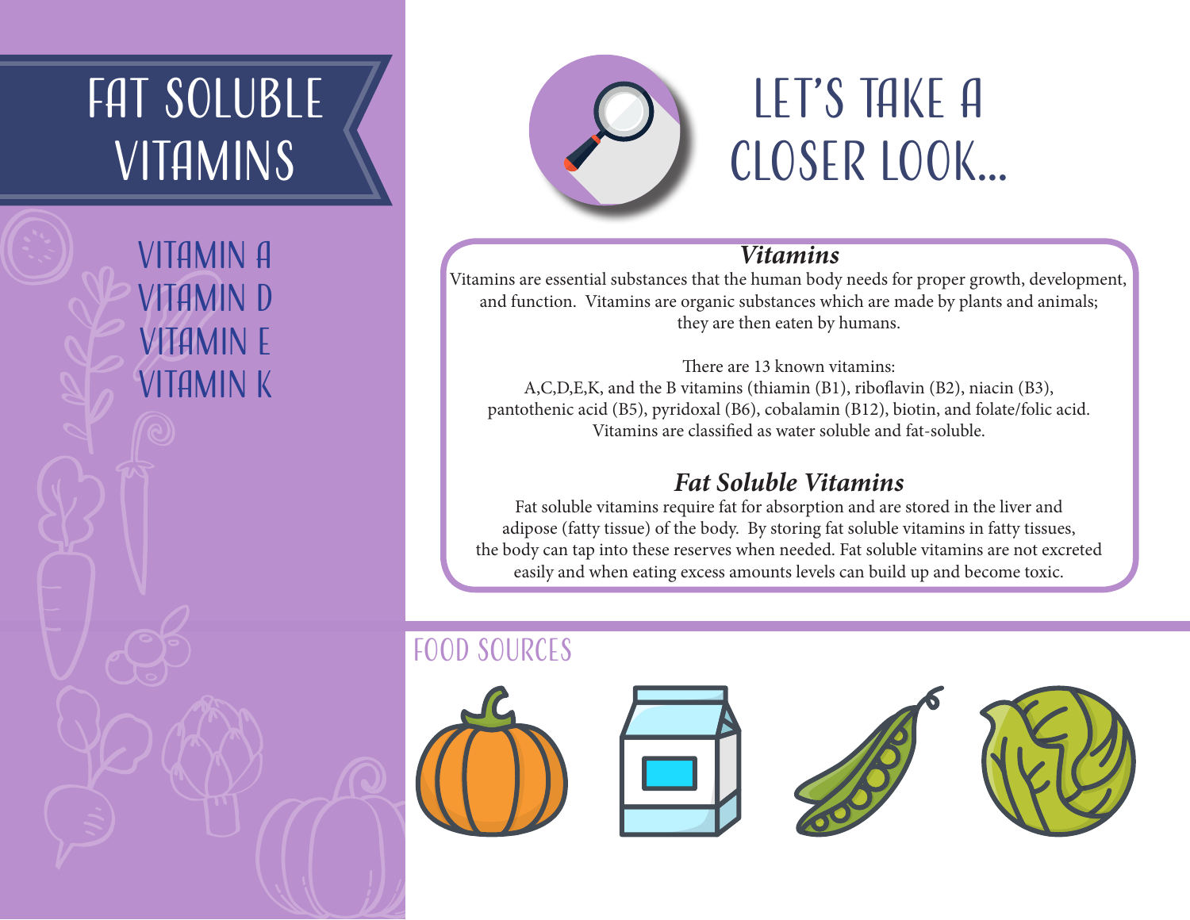# FAT SOLUBLE VITAMINS

- VITAMIN A
- VITAMIN D
- VITAMIN E
- VITAMIN K

# LET'S TAKE A CLOSER LOOK...

### *Vitamins*

Vitamins are essential substances that the human body needs for proper growth, development, and function. Vitamins are organic substances which are made by plants and animals; they are then eaten by humans.

There are 13 known vitamins:
A,C,D,E,K, and the B vitamins (thiamin (B1), riboflavin (B2), niacin (B3), pantothenic acid (B5), pyridoxal (B6), cobalamin (B12), biotin, and folate/folic acid. Vitamins are classified as water soluble and fat-soluble.

### *Fat Soluble Vitamins*

Fat soluble vitamins require fat for absorption and are stored in the liver and adipose (fatty tissue) of the body. By storing fat soluble vitamins in fatty tissues, the body can tap into these reserves when needed. Fat soluble vitamins are not excreted easily and when eating excess amounts levels can build up and become toxic.

## FOOD SOURCES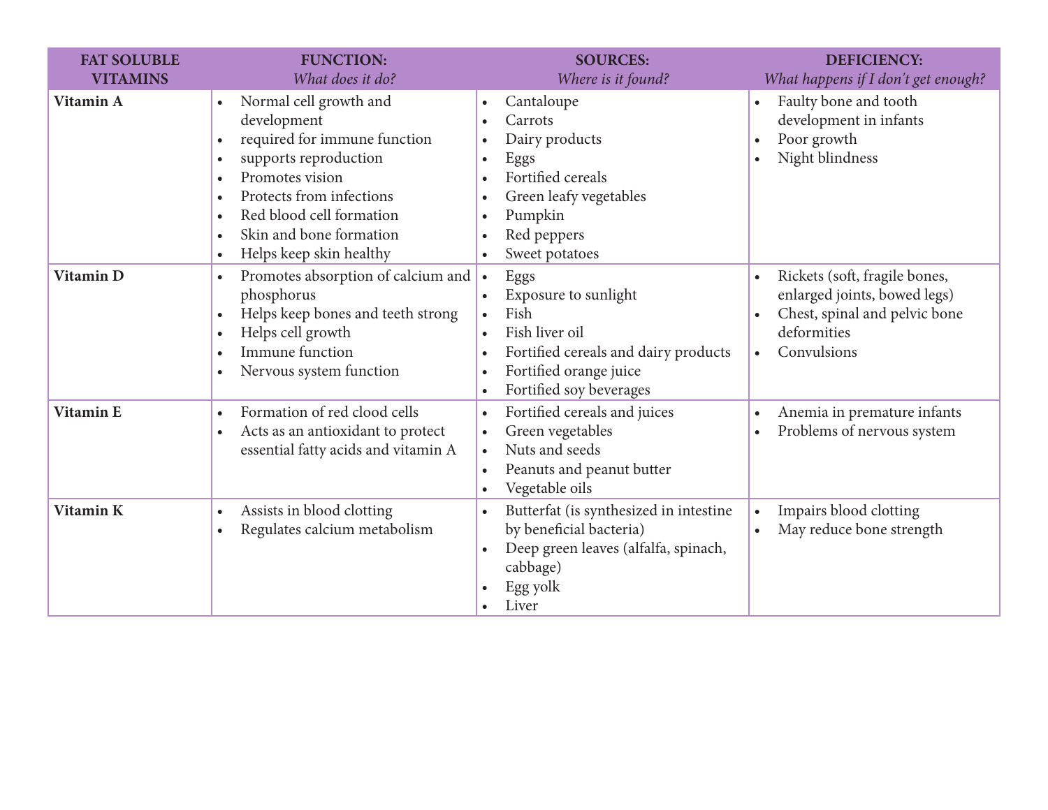| FAT SOLUBLE VITAMINS | FUNCTION: *What does it do?* | SOURCES: *Where is it found?* | DEFICIENCY: *What happens if I don't get enough?* |
|---|---|---|---|
| **Vitamin A** | • Normal cell growth and development<br>• required for immune function<br>• supports reproduction<br>• Promotes vision<br>• Protects from infections<br>• Red blood cell formation<br>• Skin and bone formation<br>• Helps keep skin healthy | • Cantaloupe<br>• Carrots<br>• Dairy products<br>• Eggs<br>• Fortified cereals<br>• Green leafy vegetables<br>• Pumpkin<br>• Red peppers<br>• Sweet potatoes | • Faulty bone and tooth development in infants<br>• Poor growth<br>• Night blindness |
| **Vitamin D** | • Promotes absorption of calcium and phosphorus<br>• Helps keep bones and teeth strong<br>• Helps cell growth<br>• Immune function<br>• Nervous system function | • Eggs<br>• Exposure to sunlight<br>• Fish<br>• Fish liver oil<br>• Fortified cereals and dairy products<br>• Fortified orange juice<br>• Fortified soy beverages | • Rickets (soft, fragile bones, enlarged joints, bowed legs)<br>• Chest, spinal and pelvic bone deformities<br>• Convulsions |
| **Vitamin E** | • Formation of red clood cells<br>• Acts as an antioxidant to protect essential fatty acids and vitamin A | • Fortified cereals and juices<br>• Green vegetables<br>• Nuts and seeds<br>• Peanuts and peanut butter<br>• Vegetable oils | • Anemia in premature infants<br>• Problems of nervous system |
| **Vitamin K** | • Assists in blood clotting<br>• Regulates calcium metabolism | • Butterfat (is synthesized in intestine by beneficial bacteria)<br>• Deep green leaves (alfalfa, spinach, cabbage)<br>• Egg yolk<br>• Liver | • Impairs blood clotting<br>• May reduce bone strength |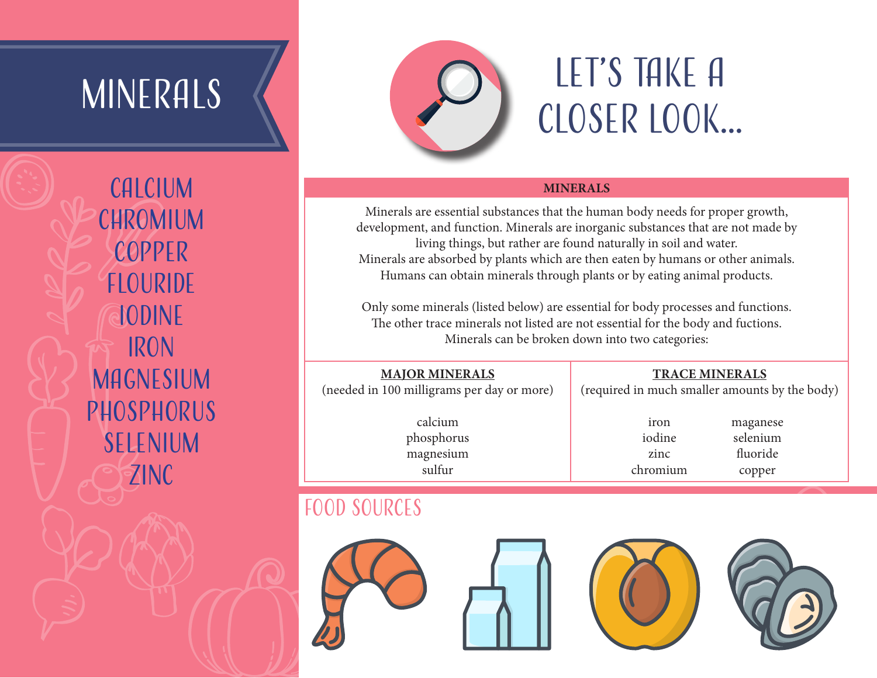# MINERALS

CALCIUM
CHROMIUM
COPPER
FLOURIDE
IODINE
IRON
MAGNESIUM
PHOSPHORUS
SELENIUM
ZINC

# LET'S TAKE A CLOSER LOOK...

## MINERALS

Minerals are essential substances that the human body needs for proper growth, development, and function. Minerals are inorganic substances that are not made by living things, but rather are found naturally in soil and water. Minerals are absorbed by plants which are then eaten by humans or other animals. Humans can obtain minerals through plants or by eating animal products.

Only some minerals (listed below) are essential for body processes and functions. The other trace minerals not listed are not essential for the body and fuctions. Minerals can be broken down into two categories:

| **MAJOR MINERALS** (needed in 100 milligrams per day or more) | **TRACE MINERALS** (required in much smaller amounts by the body) | |
|---|---|---|
| calcium | iron | maganese |
| phosphorus | iodine | selenium |
| magnesium | zinc | fluoride |
| sulfur | chromium | copper |

## FOOD SOURCES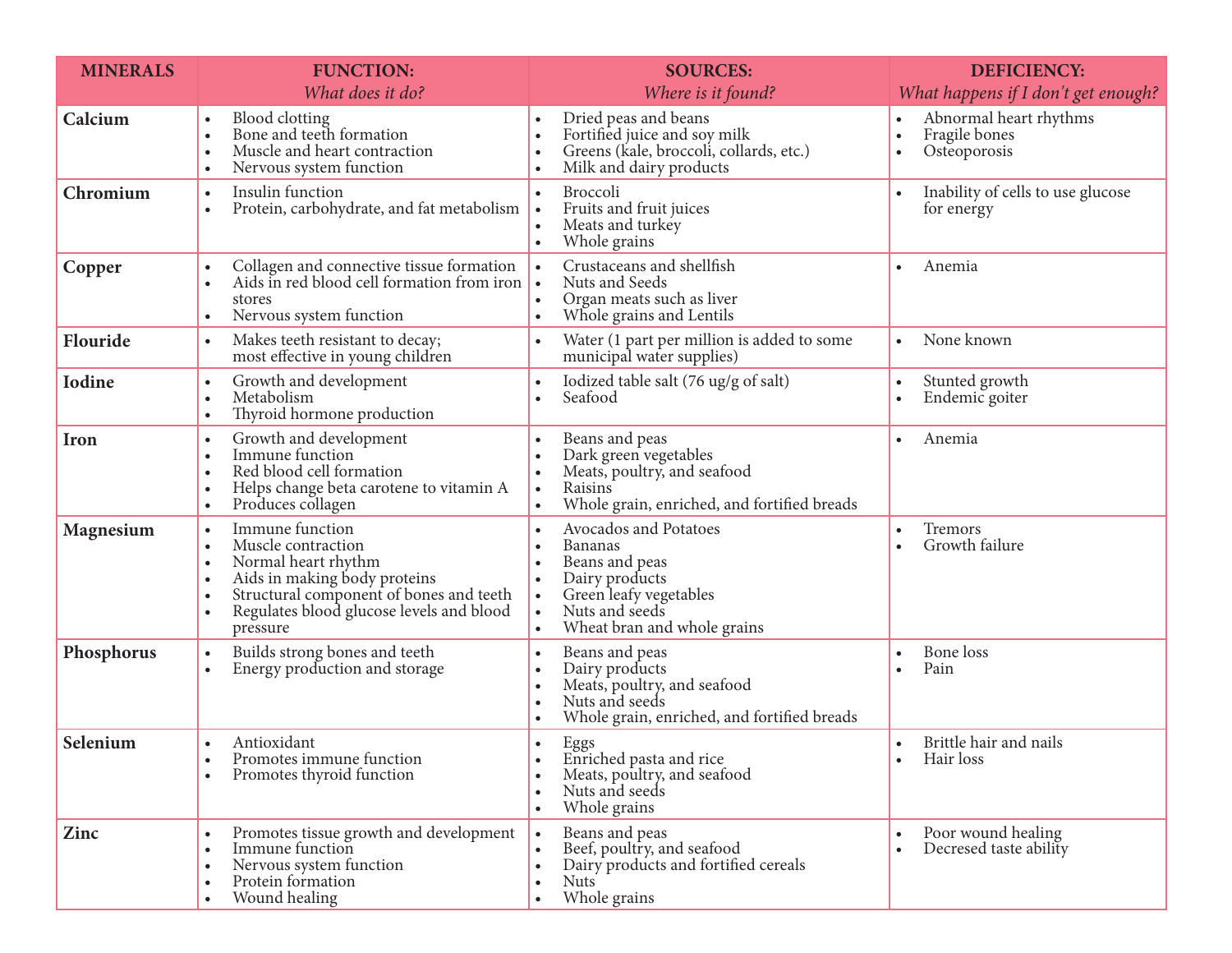| MINERALS | FUNCTION: *What does it do?* | SOURCES: *Where is it found?* | DEFICIENCY: *What happens if I don't get enough?* |
|---|---|---|---|
| **Calcium** | • Blood clotting<br>• Bone and teeth formation<br>• Muscle and heart contraction<br>• Nervous system function | • Dried peas and beans<br>• Fortified juice and soy milk<br>• Greens (kale, broccoli, collards, etc.)<br>• Milk and dairy products | • Abnormal heart rhythms<br>• Fragile bones<br>• Osteoporosis |
| **Chromium** | • Insulin function<br>• Protein, carbohydrate, and fat metabolism | • Broccoli<br>• Fruits and fruit juices<br>• Meats and turkey<br>• Whole grains | • Inability of cells to use glucose for energy |
| **Copper** | • Collagen and connective tissue formation<br>• Aids in red blood cell formation from iron stores<br>• Nervous system function | • Crustaceans and shellfish<br>• Nuts and Seeds<br>• Organ meats such as liver<br>• Whole grains and Lentils | • Anemia |
| **Flouride** | • Makes teeth resistant to decay; most effective in young children | • Water (1 part per million is added to some municipal water supplies) | • None known |
| **Iodine** | • Growth and development<br>• Metabolism<br>• Thyroid hormone production | • Iodized table salt (76 ug/g of salt)<br>• Seafood | • Stunted growth<br>• Endemic goiter |
| **Iron** | • Growth and development<br>• Immune function<br>• Red blood cell formation<br>• Helps change beta carotene to vitamin A<br>• Produces collagen | • Beans and peas<br>• Dark green vegetables<br>• Meats, poultry, and seafood<br>• Raisins<br>• Whole grain, enriched, and fortified breads | • Anemia |
| **Magnesium** | • Immune function<br>• Muscle contraction<br>• Normal heart rhythm<br>• Aids in making body proteins<br>• Structural component of bones and teeth<br>• Regulates blood glucose levels and blood pressure | • Avocados and Potatoes<br>• Bananas<br>• Beans and peas<br>• Dairy products<br>• Green leafy vegetables<br>• Nuts and seeds<br>• Wheat bran and whole grains | • Tremors<br>• Growth failure |
| **Phosphorus** | • Builds strong bones and teeth<br>• Energy production and storage | • Beans and peas<br>• Dairy products<br>• Meats, poultry, and seafood<br>• Nuts and seeds<br>• Whole grain, enriched, and fortified breads | • Bone loss<br>• Pain |
| **Selenium** | • Antioxidant<br>• Promotes immune function<br>• Promotes thyroid function | • Eggs<br>• Enriched pasta and rice<br>• Meats, poultry, and seafood<br>• Nuts and seeds<br>• Whole grains | • Brittle hair and nails<br>• Hair loss |
| **Zinc** | • Promotes tissue growth and development<br>• Immune function<br>• Nervous system function<br>• Protein formation<br>• Wound healing | • Beans and peas<br>• Beef, poultry, and seafood<br>• Dairy products and fortified cereals<br>• Nuts<br>• Whole grains | • Poor wound healing<br>• Decresed taste ability |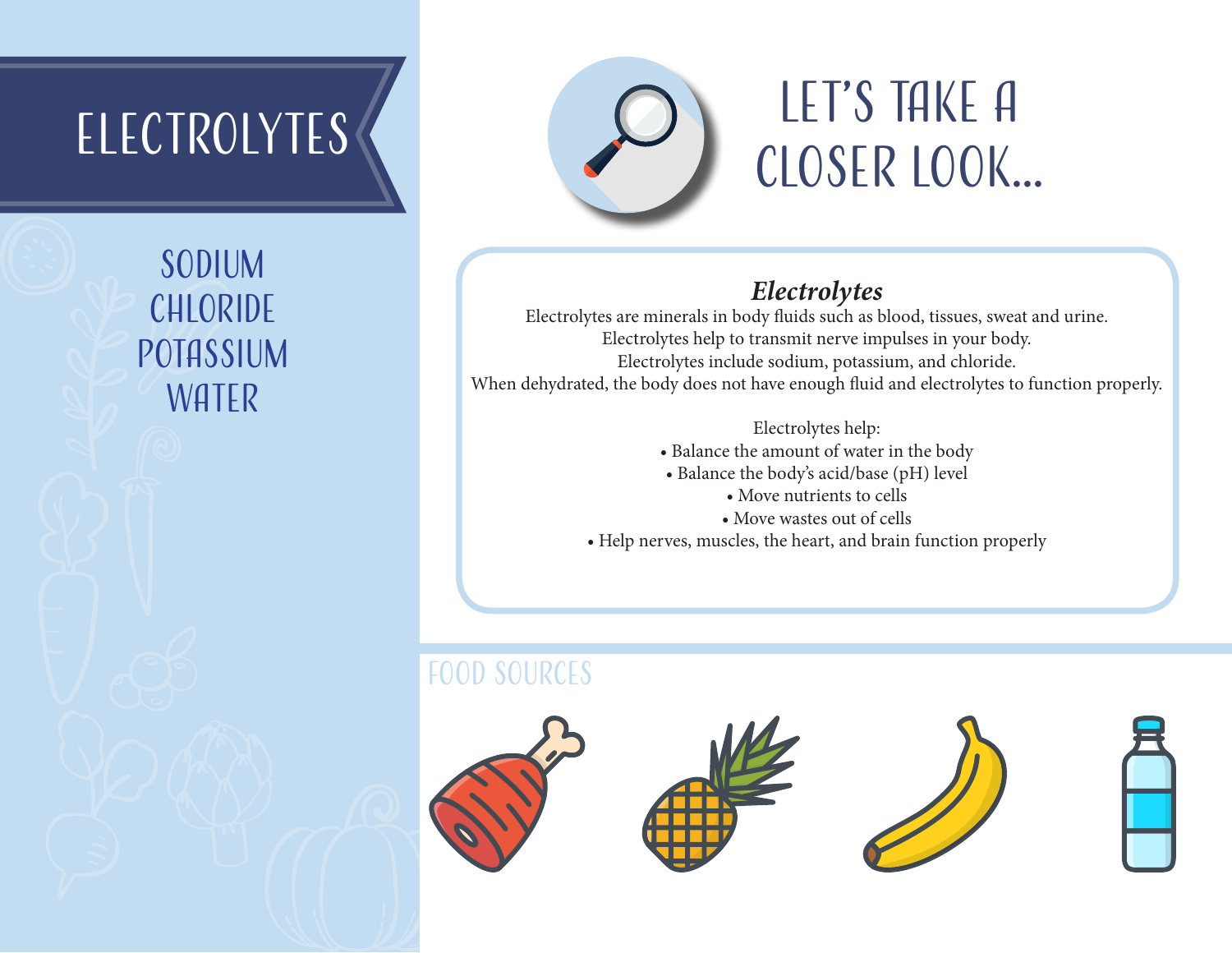# ELECTROLYTES

SODIUM
CHLORIDE
POTASSIUM
WATER

## LET'S TAKE A CLOSER LOOK...

### *Electrolytes*

Electrolytes are minerals in body fluids such as blood, tissues, sweat and urine.
Electrolytes help to transmit nerve impulses in your body.
Electrolytes include sodium, potassium, and chloride.
When dehydrated, the body does not have enough fluid and electrolytes to function properly.

Electrolytes help:

- Balance the amount of water in the body
- Balance the body's acid/base (pH) level
- Move nutrients to cells
- Move wastes out of cells
- Help nerves, muscles, the heart, and brain function properly

## FOOD SOURCES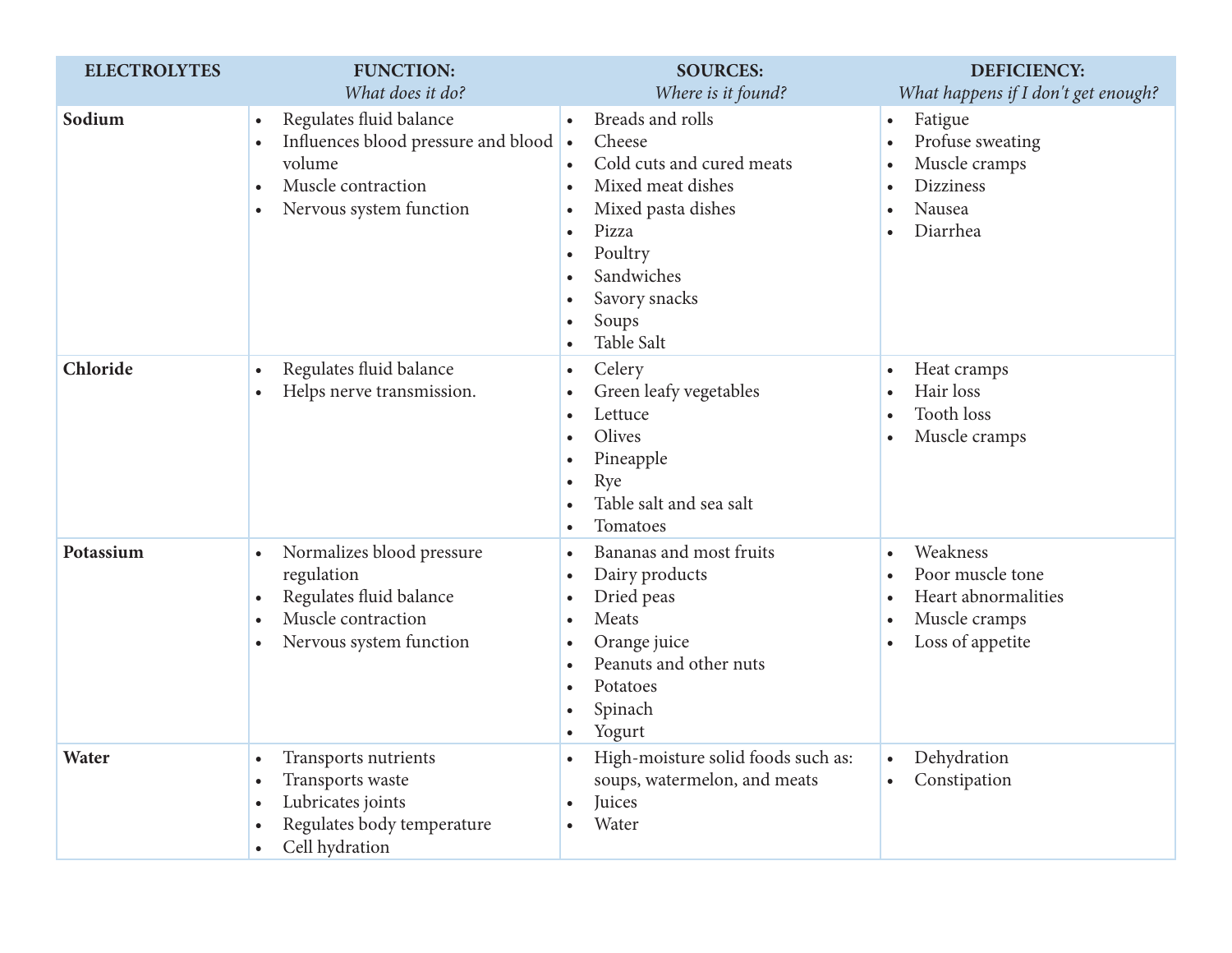| ELECTROLYTES | FUNCTION: *What does it do?* | SOURCES: *Where is it found?* | DEFICIENCY: *What happens if I don't get enough?* |
|---|---|---|---|
| **Sodium** | • Regulates fluid balance<br>• Influences blood pressure and blood volume<br>• Muscle contraction<br>• Nervous system function | • Breads and rolls<br>• Cheese<br>• Cold cuts and cured meats<br>• Mixed meat dishes<br>• Mixed pasta dishes<br>• Pizza<br>• Poultry<br>• Sandwiches<br>• Savory snacks<br>• Soups<br>• Table Salt | • Fatigue<br>• Profuse sweating<br>• Muscle cramps<br>• Dizziness<br>• Nausea<br>• Diarrhea |
| **Chloride** | • Regulates fluid balance<br>• Helps nerve transmission. | • Celery<br>• Green leafy vegetables<br>• Lettuce<br>• Olives<br>• Pineapple<br>• Rye<br>• Table salt and sea salt<br>• Tomatoes | • Heat cramps<br>• Hair loss<br>• Tooth loss<br>• Muscle cramps |
| **Potassium** | • Normalizes blood pressure regulation<br>• Regulates fluid balance<br>• Muscle contraction<br>• Nervous system function | • Bananas and most fruits<br>• Dairy products<br>• Dried peas<br>• Meats<br>• Orange juice<br>• Peanuts and other nuts<br>• Potatoes<br>• Spinach<br>• Yogurt | • Weakness<br>• Poor muscle tone<br>• Heart abnormalities<br>• Muscle cramps<br>• Loss of appetite |
| **Water** | • Transports nutrients<br>• Transports waste<br>• Lubricates joints<br>• Regulates body temperature<br>• Cell hydration | • High-moisture solid foods such as: soups, watermelon, and meats<br>• Juices<br>• Water | • Dehydration<br>• Constipation |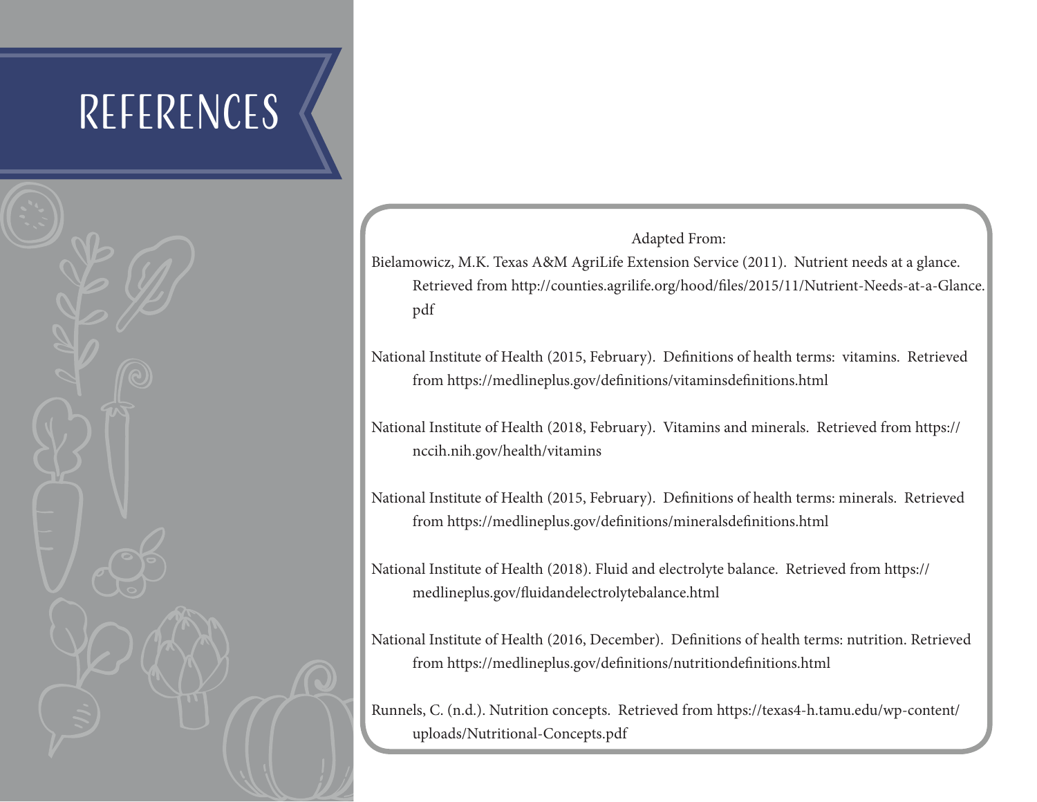# REFERENCES

Adapted From:

Bielamowicz, M.K. Texas A&M AgriLife Extension Service (2011). Nutrient needs at a glance. Retrieved from http://counties.agrilife.org/hood/files/2015/11/Nutrient-Needs-at-a-Glance.pdf

National Institute of Health (2015, February). Definitions of health terms: vitamins. Retrieved from https://medlineplus.gov/definitions/vitaminsdefinitions.html

National Institute of Health (2018, February). Vitamins and minerals. Retrieved from https://nccih.nih.gov/health/vitamins

National Institute of Health (2015, February). Definitions of health terms: minerals. Retrieved from https://medlineplus.gov/definitions/mineralsdefinitions.html

National Institute of Health (2018). Fluid and electrolyte balance. Retrieved from https://medlineplus.gov/fluidandelectrolytebalance.html

National Institute of Health (2016, December). Definitions of health terms: nutrition. Retrieved from https://medlineplus.gov/definitions/nutritiondefinitions.html

Runnels, C. (n.d.). Nutrition concepts. Retrieved from https://texas4-h.tamu.edu/wp-content/uploads/Nutritional-Concepts.pdf